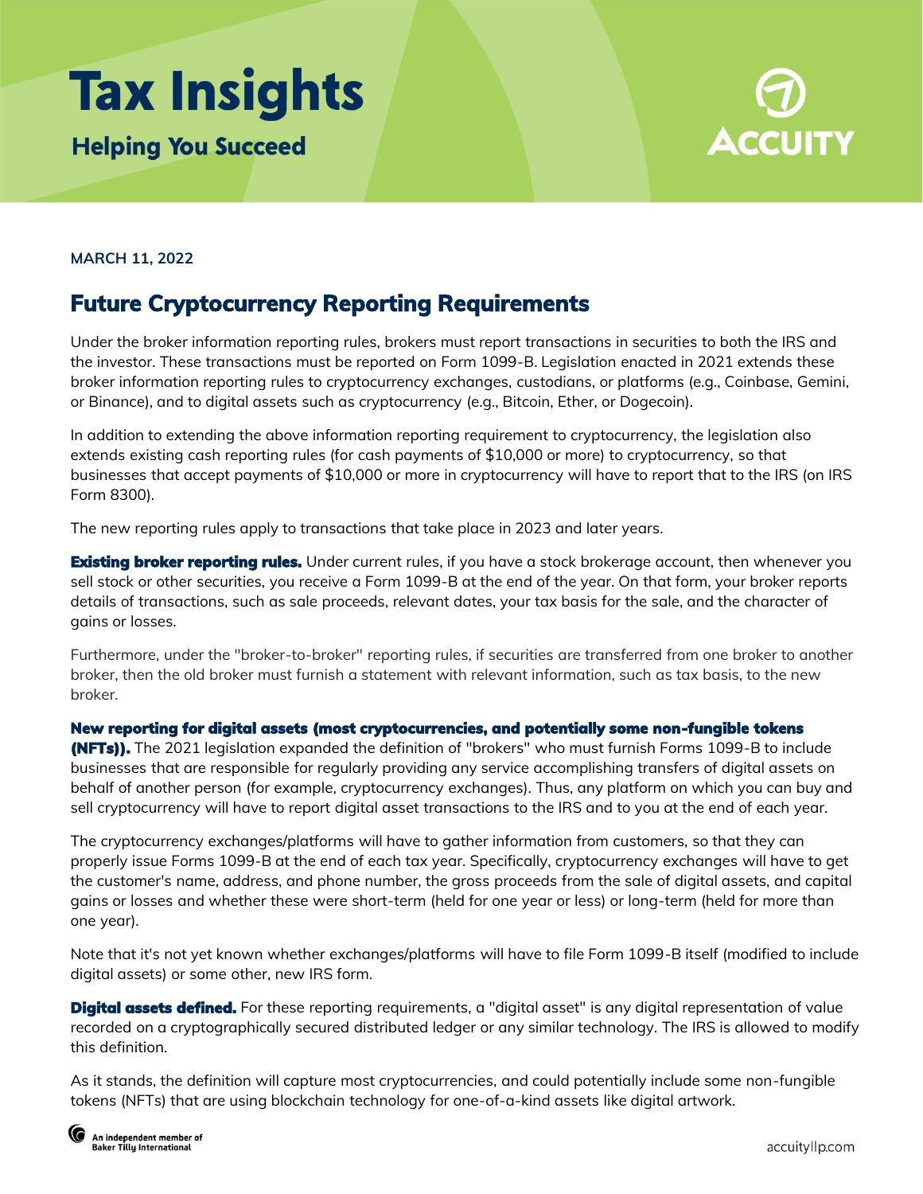# Tax Insights

**Helping You Succeed**

ACCUITY

**MARCH 11, 2022**

## Future Cryptocurrency Reporting Requirements

Under the broker information reporting rules, brokers must report transactions in securities to both the IRS and the investor. These transactions must be reported on Form 1099-B. Legislation enacted in 2021 extends these broker information reporting rules to cryptocurrency exchanges, custodians, or platforms (e.g., Coinbase, Gemini, or Binance), and to digital assets such as cryptocurrency (e.g., Bitcoin, Ether, or Dogecoin).

In addition to extending the above information reporting requirement to cryptocurrency, the legislation also extends existing cash reporting rules (for cash payments of $10,000 or more) to cryptocurrency, so that businesses that accept payments of $10,000 or more in cryptocurrency will have to report that to the IRS (on IRS Form 8300).

The new reporting rules apply to transactions that take place in 2023 and later years.

**Existing broker reporting rules.** Under current rules, if you have a stock brokerage account, then whenever you sell stock or other securities, you receive a Form 1099-B at the end of the year. On that form, your broker reports details of transactions, such as sale proceeds, relevant dates, your tax basis for the sale, and the character of gains or losses.

Furthermore, under the "broker-to-broker" reporting rules, if securities are transferred from one broker to another broker, then the old broker must furnish a statement with relevant information, such as tax basis, to the new broker.

**New reporting for digital assets (most cryptocurrencies, and potentially some non-fungible tokens (NFTs)).** The 2021 legislation expanded the definition of "brokers" who must furnish Forms 1099-B to include businesses that are responsible for regularly providing any service accomplishing transfers of digital assets on behalf of another person (for example, cryptocurrency exchanges). Thus, any platform on which you can buy and sell cryptocurrency will have to report digital asset transactions to the IRS and to you at the end of each year.

The cryptocurrency exchanges/platforms will have to gather information from customers, so that they can properly issue Forms 1099-B at the end of each tax year. Specifically, cryptocurrency exchanges will have to get the customer's name, address, and phone number, the gross proceeds from the sale of digital assets, and capital gains or losses and whether these were short-term (held for one year or less) or long-term (held for more than one year).

Note that it's not yet known whether exchanges/platforms will have to file Form 1099-B itself (modified to include digital assets) or some other, new IRS form.

**Digital assets defined.** For these reporting requirements, a "digital asset" is any digital representation of value recorded on a cryptographically secured distributed ledger or any similar technology. The IRS is allowed to modify this definition.

As it stands, the definition will capture most cryptocurrencies, and could potentially include some non-fungible tokens (NFTs) that are using blockchain technology for one-of-a-kind assets like digital artwork.

An independent member of Baker Tilly International

accuityllp.com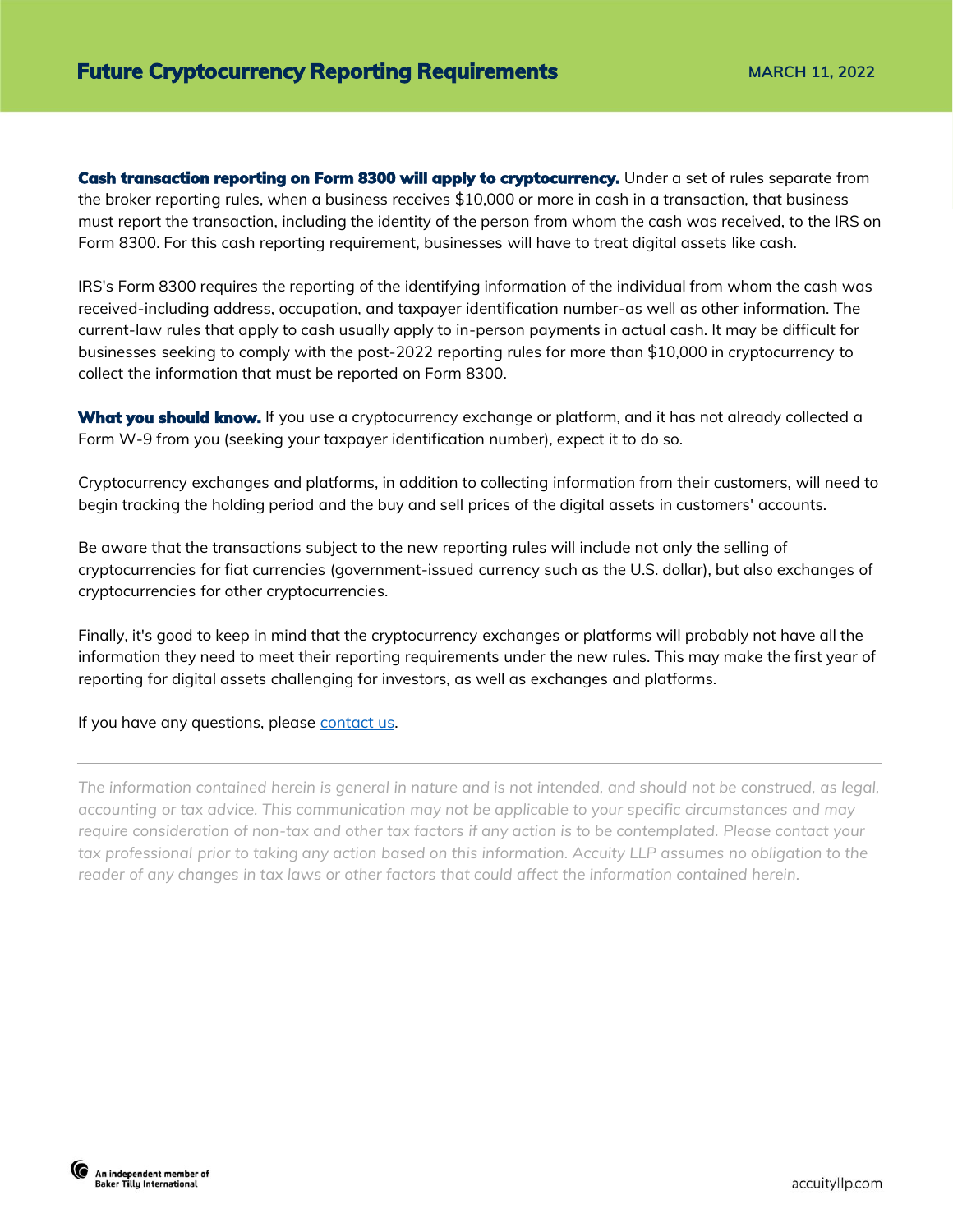**Cash transaction reporting on Form 8300 will apply to cryptocurrency.** Under a set of rules separate from the broker reporting rules, when a business receives $10,000 or more in cash in a transaction, that business must report the transaction, including the identity of the person from whom the cash was received, to the IRS on Form 8300. For this cash reporting requirement, businesses will have to treat digital assets like cash.

IRS's Form 8300 requires the reporting of the identifying information of the individual from whom the cash was received-including address, occupation, and taxpayer identification number-as well as other information. The current-law rules that apply to cash usually apply to in-person payments in actual cash. It may be difficult for businesses seeking to comply with the post-2022 reporting rules for more than $10,000 in cryptocurrency to collect the information that must be reported on Form 8300.

**What you should know.** If you use a cryptocurrency exchange or platform, and it has not already collected a Form W-9 from you (seeking your taxpayer identification number), expect it to do so.

Cryptocurrency exchanges and platforms, in addition to collecting information from their customers, will need to begin tracking the holding period and the buy and sell prices of the digital assets in customers' accounts.

Be aware that the transactions subject to the new reporting rules will include not only the selling of cryptocurrencies for fiat currencies (government-issued currency such as the U.S. dollar), but also exchanges of cryptocurrencies for other cryptocurrencies.

Finally, it's good to keep in mind that the cryptocurrency exchanges or platforms will probably not have all the information they need to meet their reporting requirements under the new rules. This may make the first year of reporting for digital assets challenging for investors, as well as exchanges and platforms.

If you have any questions, please contact us.

---

*The information contained herein is general in nature and is not intended, and should not be construed, as legal, accounting or tax advice. This communication may not be applicable to your specific circumstances and may require consideration of non-tax and other tax factors if any action is to be contemplated. Please contact your tax professional prior to taking any action based on this information. Accuity LLP assumes no obligation to the reader of any changes in tax laws or other factors that could affect the information contained herein.*